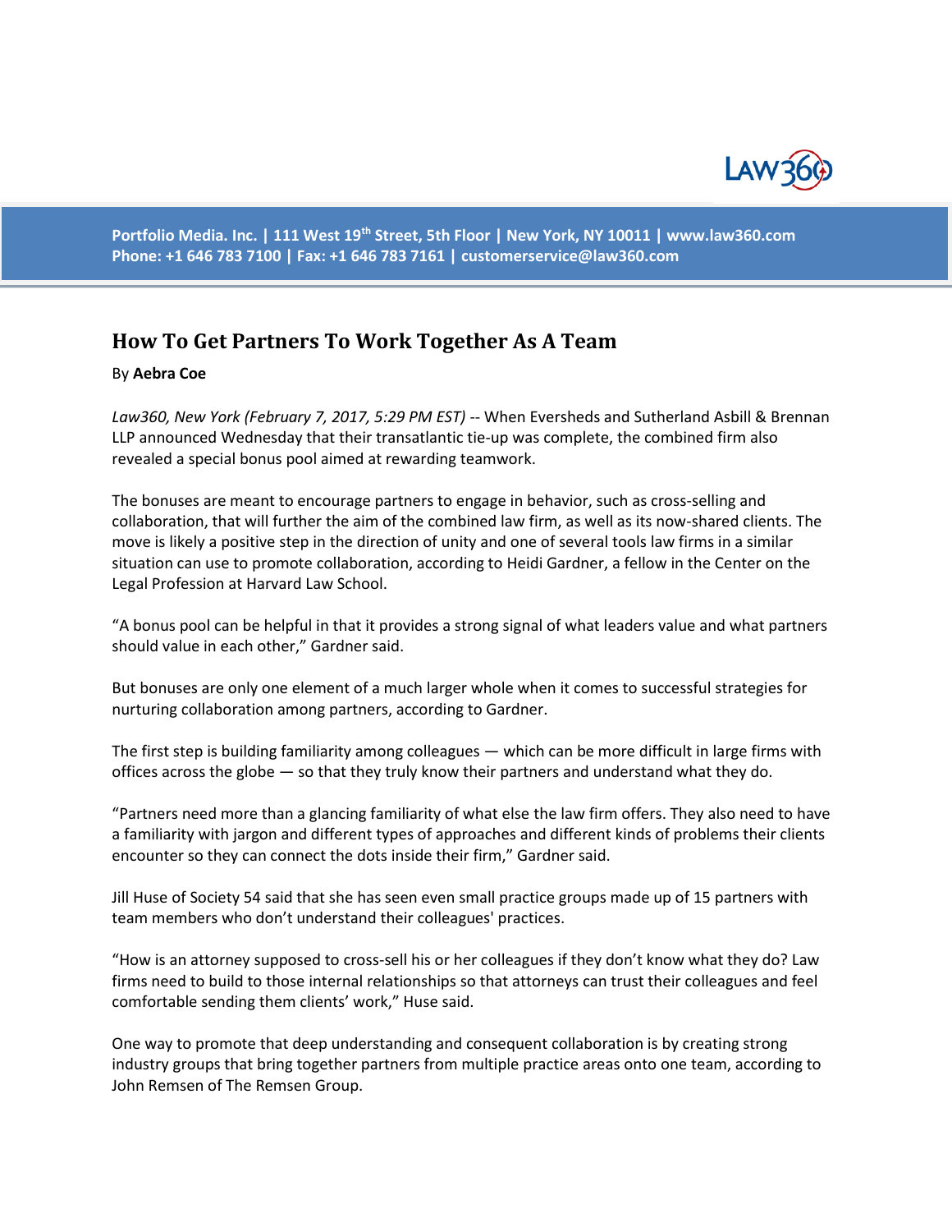Portfolio Media. Inc. | 111 West 19th Street, 5th Floor | New York, NY 10011 | www.law360.com
Phone: +1 646 783 7100 | Fax: +1 646 783 7161 | customerservice@law360.com

# How To Get Partners To Work Together As A Team

By **Aebra Coe**

*Law360, New York (February 7, 2017, 5:29 PM EST)* -- When Eversheds and Sutherland Asbill & Brennan LLP announced Wednesday that their transatlantic tie-up was complete, the combined firm also revealed a special bonus pool aimed at rewarding teamwork.

The bonuses are meant to encourage partners to engage in behavior, such as cross-selling and collaboration, that will further the aim of the combined law firm, as well as its now-shared clients. The move is likely a positive step in the direction of unity and one of several tools law firms in a similar situation can use to promote collaboration, according to Heidi Gardner, a fellow in the Center on the Legal Profession at Harvard Law School.

"A bonus pool can be helpful in that it provides a strong signal of what leaders value and what partners should value in each other," Gardner said.

But bonuses are only one element of a much larger whole when it comes to successful strategies for nurturing collaboration among partners, according to Gardner.

The first step is building familiarity among colleagues — which can be more difficult in large firms with offices across the globe — so that they truly know their partners and understand what they do.

"Partners need more than a glancing familiarity of what else the law firm offers. They also need to have a familiarity with jargon and different types of approaches and different kinds of problems their clients encounter so they can connect the dots inside their firm," Gardner said.

Jill Huse of Society 54 said that she has seen even small practice groups made up of 15 partners with team members who don't understand their colleagues' practices.

"How is an attorney supposed to cross-sell his or her colleagues if they don't know what they do? Law firms need to build to those internal relationships so that attorneys can trust their colleagues and feel comfortable sending them clients' work," Huse said.

One way to promote that deep understanding and consequent collaboration is by creating strong industry groups that bring together partners from multiple practice areas onto one team, according to John Remsen of The Remsen Group.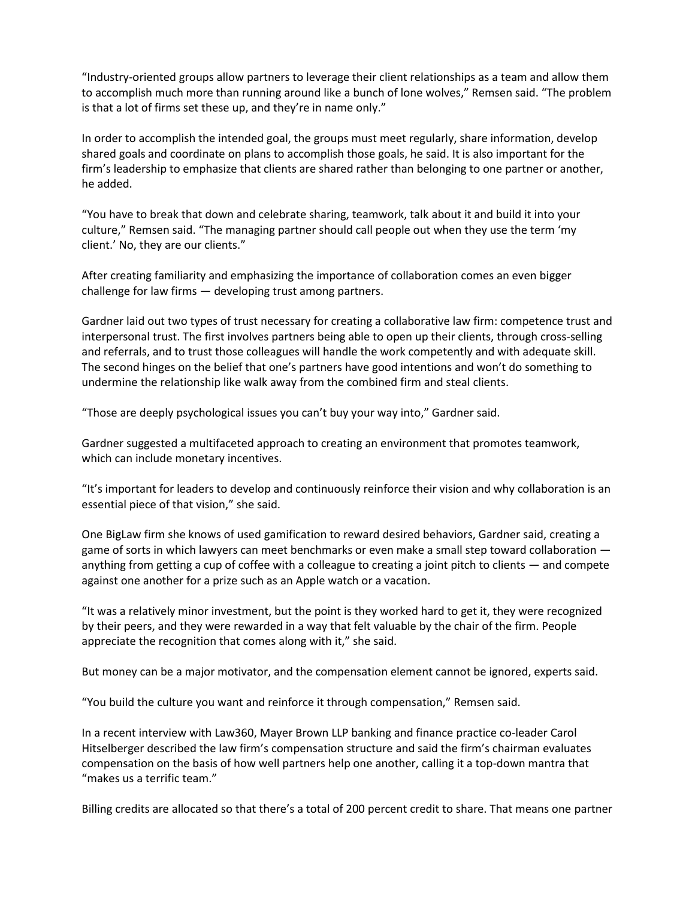"Industry-oriented groups allow partners to leverage their client relationships as a team and allow them to accomplish much more than running around like a bunch of lone wolves," Remsen said. "The problem is that a lot of firms set these up, and they're in name only."

In order to accomplish the intended goal, the groups must meet regularly, share information, develop shared goals and coordinate on plans to accomplish those goals, he said. It is also important for the firm's leadership to emphasize that clients are shared rather than belonging to one partner or another, he added.

"You have to break that down and celebrate sharing, teamwork, talk about it and build it into your culture," Remsen said. "The managing partner should call people out when they use the term 'my client.' No, they are our clients."

After creating familiarity and emphasizing the importance of collaboration comes an even bigger challenge for law firms — developing trust among partners.

Gardner laid out two types of trust necessary for creating a collaborative law firm: competence trust and interpersonal trust. The first involves partners being able to open up their clients, through cross-selling and referrals, and to trust those colleagues will handle the work competently and with adequate skill. The second hinges on the belief that one's partners have good intentions and won't do something to undermine the relationship like walk away from the combined firm and steal clients.

"Those are deeply psychological issues you can't buy your way into," Gardner said.

Gardner suggested a multifaceted approach to creating an environment that promotes teamwork, which can include monetary incentives.

"It's important for leaders to develop and continuously reinforce their vision and why collaboration is an essential piece of that vision," she said.

One BigLaw firm she knows of used gamification to reward desired behaviors, Gardner said, creating a game of sorts in which lawyers can meet benchmarks or even make a small step toward collaboration — anything from getting a cup of coffee with a colleague to creating a joint pitch to clients — and compete against one another for a prize such as an Apple watch or a vacation.

"It was a relatively minor investment, but the point is they worked hard to get it, they were recognized by their peers, and they were rewarded in a way that felt valuable by the chair of the firm. People appreciate the recognition that comes along with it," she said.

But money can be a major motivator, and the compensation element cannot be ignored, experts said.

"You build the culture you want and reinforce it through compensation," Remsen said.

In a recent interview with Law360, Mayer Brown LLP banking and finance practice co-leader Carol Hitselberger described the law firm's compensation structure and said the firm's chairman evaluates compensation on the basis of how well partners help one another, calling it a top-down mantra that "makes us a terrific team."

Billing credits are allocated so that there's a total of 200 percent credit to share. That means one partner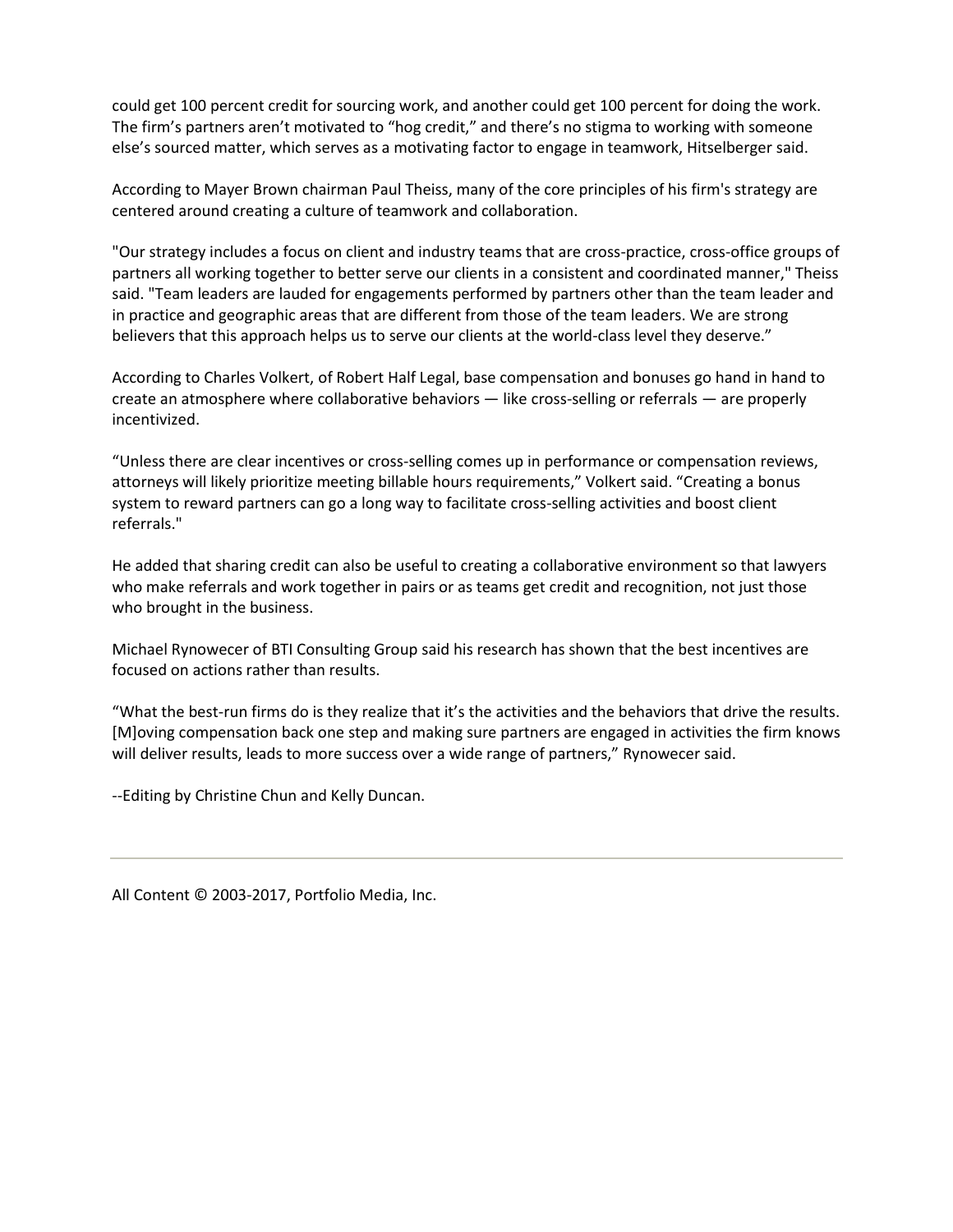could get 100 percent credit for sourcing work, and another could get 100 percent for doing the work. The firm's partners aren't motivated to "hog credit," and there's no stigma to working with someone else's sourced matter, which serves as a motivating factor to engage in teamwork, Hitselberger said.

According to Mayer Brown chairman Paul Theiss, many of the core principles of his firm's strategy are centered around creating a culture of teamwork and collaboration.

"Our strategy includes a focus on client and industry teams that are cross-practice, cross-office groups of partners all working together to better serve our clients in a consistent and coordinated manner," Theiss said. "Team leaders are lauded for engagements performed by partners other than the team leader and in practice and geographic areas that are different from those of the team leaders. We are strong believers that this approach helps us to serve our clients at the world-class level they deserve."

According to Charles Volkert, of Robert Half Legal, base compensation and bonuses go hand in hand to create an atmosphere where collaborative behaviors — like cross-selling or referrals — are properly incentivized.

"Unless there are clear incentives or cross-selling comes up in performance or compensation reviews, attorneys will likely prioritize meeting billable hours requirements," Volkert said. "Creating a bonus system to reward partners can go a long way to facilitate cross-selling activities and boost client referrals."

He added that sharing credit can also be useful to creating a collaborative environment so that lawyers who make referrals and work together in pairs or as teams get credit and recognition, not just those who brought in the business.

Michael Rynowecer of BTI Consulting Group said his research has shown that the best incentives are focused on actions rather than results.

"What the best-run firms do is they realize that it's the activities and the behaviors that drive the results. [M]oving compensation back one step and making sure partners are engaged in activities the firm knows will deliver results, leads to more success over a wide range of partners," Rynowecer said.

--Editing by Christine Chun and Kelly Duncan.

---

All Content © 2003-2017, Portfolio Media, Inc.